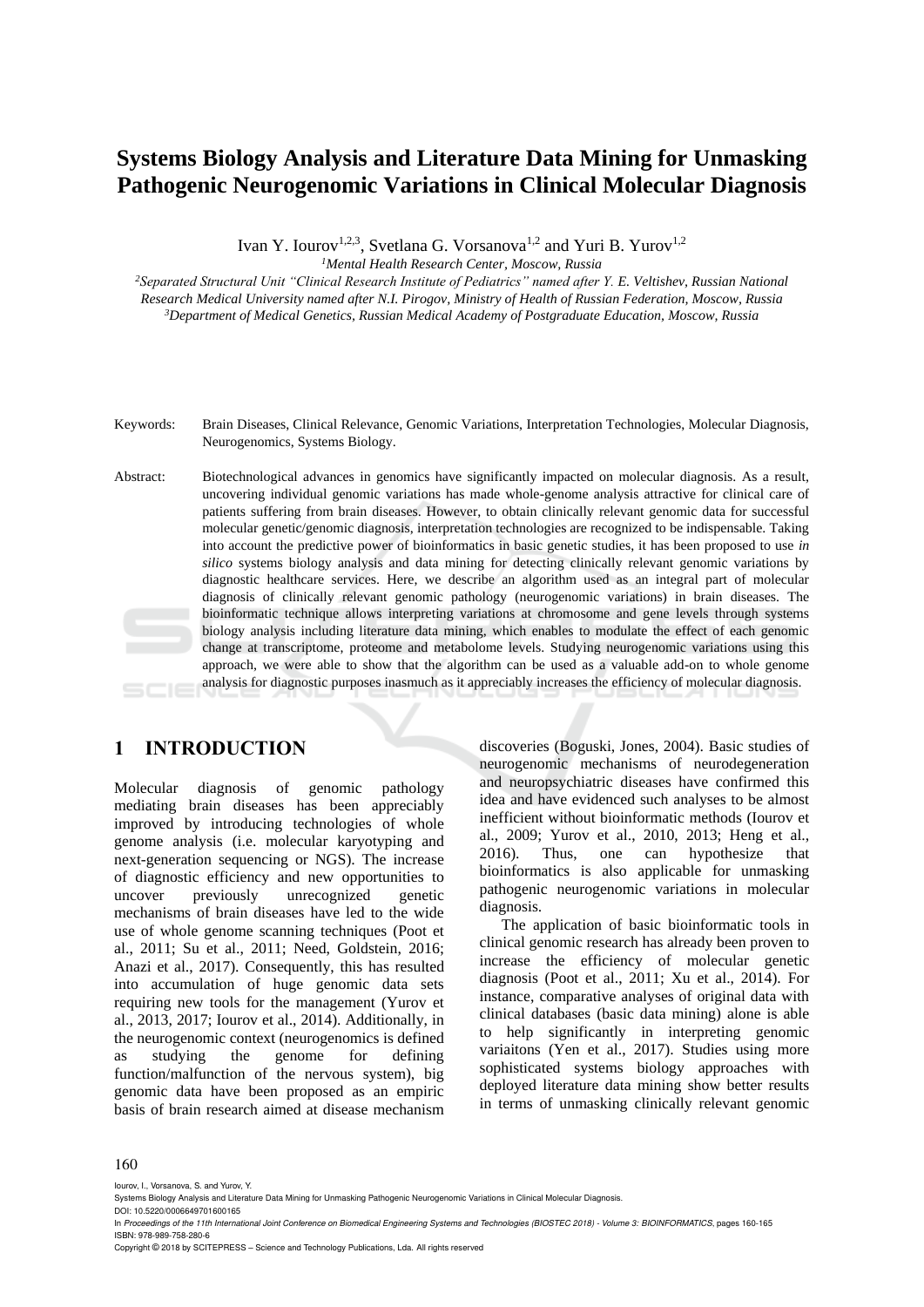# Systems Biology Analysis and Literature Data Mining for Unmasking Pathogenic Neurogenomic Variations in Clinical Molecular Diagnosis

Ivan Y. Iourov[1,2,3], Svetlana G. Vorsanova[1,2] and Yuri B. Yurov[1,2]

[1] *Mental Health Research Center, Moscow, Russia*

[2] *Separated Structural Unit "Clinical Research Institute of Pediatrics" named after Y. E. Veltishev, Russian National Research Medical University named after N.I. Pirogov, Ministry of Health of Russian Federation, Moscow, Russia*

[3] *Department of Medical Genetics, Russian Medical Academy of Postgraduate Education, Moscow, Russia*

Keywords: Brain Diseases, Clinical Relevance, Genomic Variations, Interpretation Technologies, Molecular Diagnosis, Neurogenomics, Systems Biology.

Abstract: Biotechnological advances in genomics have significantly impacted on molecular diagnosis. As a result, uncovering individual genomic variations has made whole-genome analysis attractive for clinical care of patients suffering from brain diseases. However, to obtain clinically relevant genomic data for successful molecular genetic/genomic diagnosis, interpretation technologies are recognized to be indispensable. Taking into account the predictive power of bioinformatics in basic genetic studies, it has been proposed to use *in silico* systems biology analysis and data mining for detecting clinically relevant genomic variations by diagnostic healthcare services. Here, we describe an algorithm used as an integral part of molecular diagnosis of clinically relevant genomic pathology (neurogenomic variations) in brain diseases. The bioinformatic technique allows interpreting variations at chromosome and gene levels through systems biology analysis including literature data mining, which enables to modulate the effect of each genomic change at transcriptome, proteome and metabolome levels. Studying neurogenomic variations using this approach, we were able to show that the algorithm can be used as a valuable add-on to whole genome analysis for diagnostic purposes inasmuch as it appreciably increases the efficiency of molecular diagnosis.

## 1 INTRODUCTION

Molecular diagnosis of genomic pathology mediating brain diseases has been appreciably improved by introducing technologies of whole genome analysis (i.e. molecular karyotyping and next-generation sequencing or NGS). The increase of diagnostic efficiency and new opportunities to uncover previously unrecognized genetic mechanisms of brain diseases have led to the wide use of whole genome scanning techniques (Poot et al., 2011; Su et al., 2011; Need, Goldstein, 2016; Anazi et al., 2017). Consequently, this has resulted into accumulation of huge genomic data sets requiring new tools for the management (Yurov et al., 2013, 2017; Iourov et al., 2014). Additionally, in the neurogenomic context (neurogenomics is defined as studying the genome for defining function/malfunction of the nervous system), big genomic data have been proposed as an empiric basis of brain research aimed at disease mechanism discoveries (Boguski, Jones, 2004). Basic studies of neurogenomic mechanisms of neurodegeneration and neuropsychiatric diseases have confirmed this idea and have evidenced such analyses to be almost inefficient without bioinformatic methods (Iourov et al., 2009; Yurov et al., 2010, 2013; Heng et al., 2016). Thus, one can hypothesize that bioinformatics is also applicable for unmasking pathogenic neurogenomic variations in molecular diagnosis.

The application of basic bioinformatic tools in clinical genomic research has already been proven to increase the efficiency of molecular genetic diagnosis (Poot et al., 2011; Xu et al., 2014). For instance, comparative analyses of original data with clinical databases (basic data mining) alone is able to help significantly in interpreting genomic variaitons (Yen et al., 2017). Studies using more sophisticated systems biology approaches with deployed literature data mining show better results in terms of unmasking clinically relevant genomic

Iourov, I., Vorsanova, S. and Yurov, Y.
Systems Biology Analysis and Literature Data Mining for Unmasking Pathogenic Neurogenomic Variations in Clinical Molecular Diagnosis.
DOI: 10.5220/0006649701600165
In *Proceedings of the 11th International Joint Conference on Biomedical Engineering Systems and Technologies (BIOSTEC 2018) - Volume 3: BIOINFORMATICS*, pages 160-165
ISBN: 978-989-758-280-6
Copyright © 2018 by SCITEPRESS – Science and Technology Publications, Lda. All rights reserved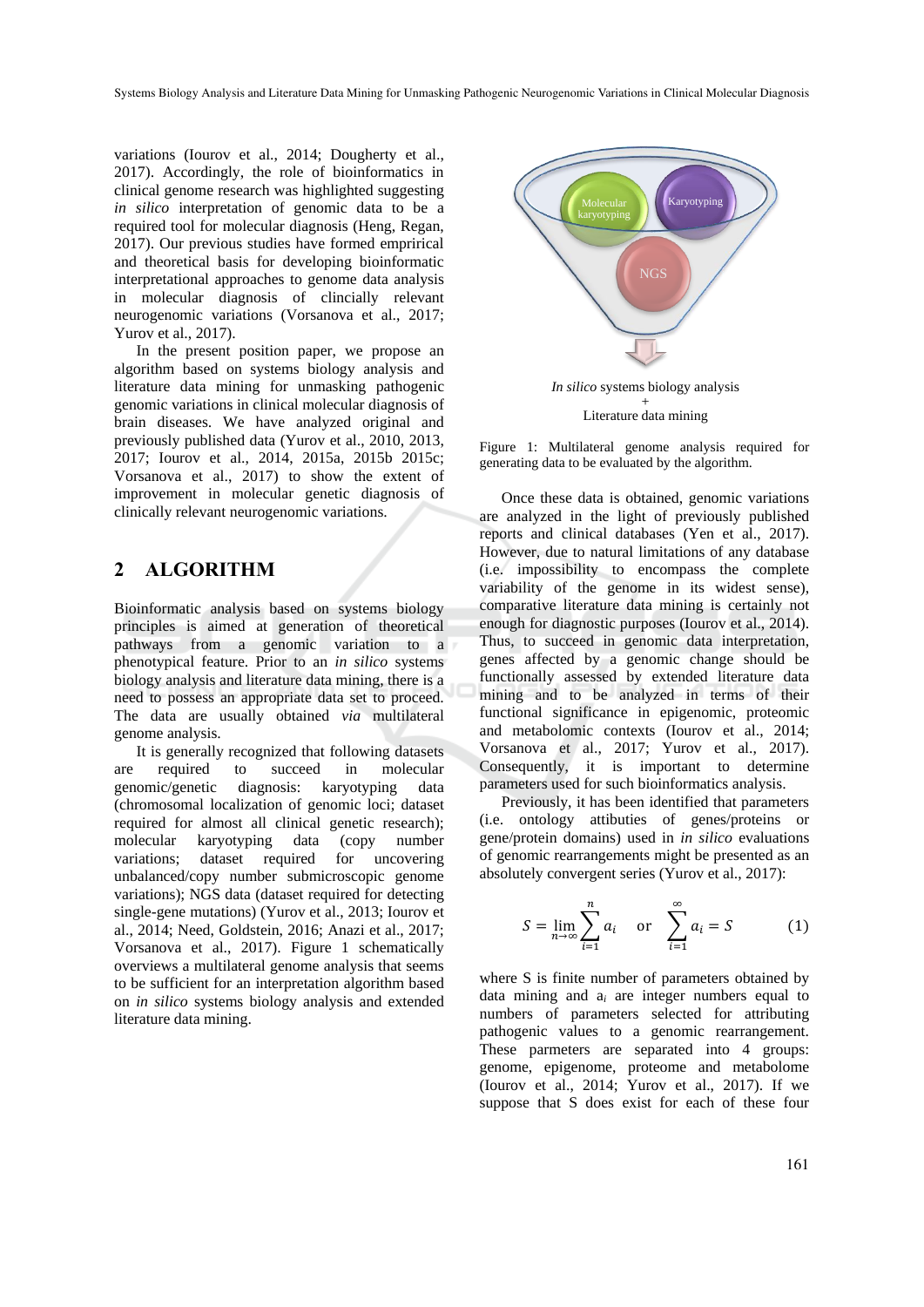variations (Iourov et al., 2014; Dougherty et al., 2017). Accordingly, the role of bioinformatics in clinical genome research was highlighted suggesting *in silico* interpretation of genomic data to be a required tool for molecular diagnosis (Heng, Regan, 2017). Our previous studies have formed emprirical and theoretical basis for developing bioinformatic interpretational approaches to genome data analysis in molecular diagnosis of clincially relevant neurogenomic variations (Vorsanova et al., 2017; Yurov et al., 2017).

In the present position paper, we propose an algorithm based on systems biology analysis and literature data mining for unmasking pathogenic genomic variations in clinical molecular diagnosis of brain diseases. We have analyzed original and previously published data (Yurov et al., 2010, 2013, 2017; Iourov et al., 2014, 2015a, 2015b 2015c; Vorsanova et al., 2017) to show the extent of improvement in molecular genetic diagnosis of clinically relevant neurogenomic variations.

## 2 ALGORITHM

Bioinformatic analysis based on systems biology principles is aimed at generation of theoretical pathways from a genomic variation to a phenotypical feature. Prior to an *in silico* systems biology analysis and literature data mining, there is a need to possess an appropriate data set to proceed. The data are usually obtained *via* multilateral genome analysis.

It is generally recognized that following datasets are required to succeed in molecular genomic/genetic diagnosis: karyotyping data (chromosomal localization of genomic loci; dataset required for almost all clinical genetic research); molecular karyotyping data (copy number variations; dataset required for uncovering unbalanced/copy number submicroscopic genome variations); NGS data (dataset required for detecting single-gene mutations) (Yurov et al., 2013; Iourov et al., 2014; Need, Goldstein, 2016; Anazi et al., 2017; Vorsanova et al., 2017). Figure 1 schematically overviews a multilateral genome analysis that seems to be sufficient for an interpretation algorithm based on *in silico* systems biology analysis and extended literature data mining.

Molecular karyotyping

Karyotyping

NGS

*In silico* systems biology analysis
+
Literature data mining

Figure 1: Multilateral genome analysis required for generating data to be evaluated by the algorithm.

Once these data is obtained, genomic variations are analyzed in the light of previously published reports and clinical databases (Yen et al., 2017). However, due to natural limitations of any database (i.e. impossibility to encompass the complete variability of the genome in its widest sense), comparative literature data mining is certainly not enough for diagnostic purposes (Iourov et al., 2014). Thus, to succeed in genomic data interpretation, genes affected by a genomic change should be functionally assessed by extended literature data mining and to be analyzed in terms of their functional significance in epigenomic, proteomic and metabolomic contexts (Iourov et al., 2014; Vorsanova et al., 2017; Yurov et al., 2017). Consequently, it is important to determine parameters used for such bioinformatics analysis.

Previously, it has been identified that parameters (i.e. ontology attibuties of genes/proteins or gene/protein domains) used in *in silico* evaluations of genomic rearrangements might be presented as an absolutely convergent series (Yurov et al., 2017):

$$S = \lim_{n\to\infty} \sum_{i=1}^{n} a_i \quad \text{or} \quad \sum_{i=1}^{\infty} a_i = S \qquad (1)$$

where S is finite number of parameters obtained by data mining and $a_i$ are integer numbers equal to numbers of parameters selected for attributing pathogenic values to a genomic rearrangement. These parmeters are separated into 4 groups: genome, epigenome, proteome and metabolome (Iourov et al., 2014; Yurov et al., 2017). If we suppose that S does exist for each of these four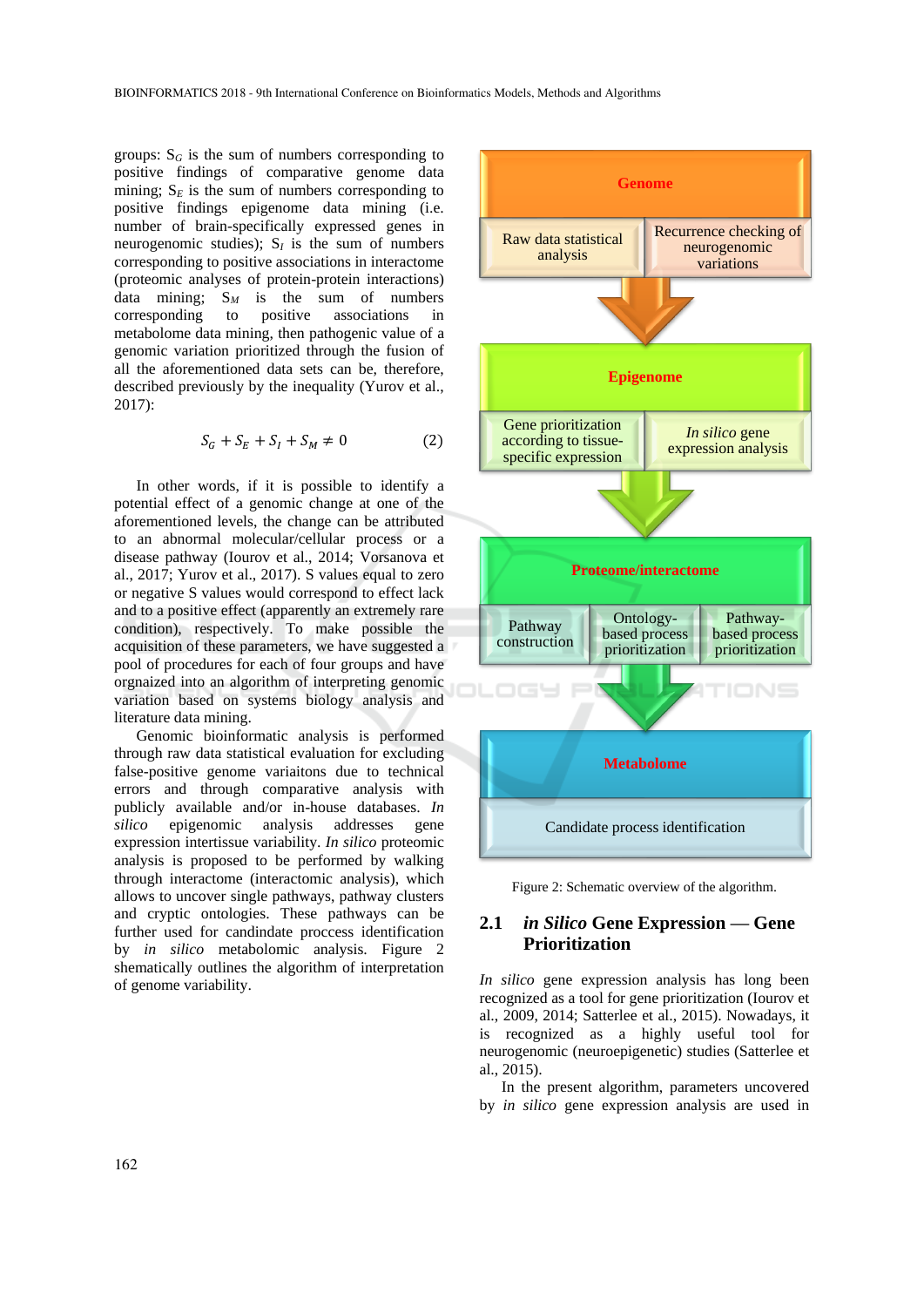groups: $S_G$ is the sum of numbers corresponding to positive findings of comparative genome data mining; $S_E$ is the sum of numbers corresponding to positive findings epigenome data mining (i.e. number of brain-specifically expressed genes in neurogenomic studies); $S_I$ is the sum of numbers corresponding to positive associations in interactome (proteomic analyses of protein-protein interactions) data mining; $S_M$ is the sum of numbers corresponding to positive associations in metabolome data mining, then pathogenic value of a genomic variation prioritized through the fusion of all the aforementioned data sets can be, therefore, described previously by the inequality (Yurov et al., 2017):

$$S_G + S_E + S_I + S_M \neq 0 \qquad (2)$$

In other words, if it is possible to identify a potential effect of a genomic change at one of the aforementioned levels, the change can be attributed to an abnormal molecular/cellular process or a disease pathway (Iourov et al., 2014; Vorsanova et al., 2017; Yurov et al., 2017). S values equal to zero or negative S values would correspond to effect lack and to a positive effect (apparently an extremely rare condition), respectively. To make possible the acquisition of these parameters, we have suggested a pool of procedures for each of four groups and have orgnaized into an algorithm of interpreting genomic variation based on systems biology analysis and literature data mining.

Genomic bioinformatic analysis is performed through raw data statistical evaluation for excluding false-positive genome variaitons due to technical errors and through comparative analysis with publicly available and/or in-house databases. *In silico* epigenomic analysis addresses gene expression intertissue variability. *In silico* proteomic analysis is proposed to be performed by walking through interactome (interactomic analysis), which allows to uncover single pathways, pathway clusters and cryptic ontologies. These pathways can be further used for candidate proccess identification by *in silico* metabolomic analysis. Figure 2 shematically outlines the algorithm of interpretation of genome variability.

| Genome | |
|---|---|
| Raw data statistical analysis | Recurrence checking of neurogenomic variations |

| Epigenome | |
|---|---|
| Gene prioritization according to tissue-specific expression | *In silico* gene expression analysis |

| Proteome/interactome | | |
|---|---|---|
| Pathway construction | Ontology-based process prioritization | Pathway-based process prioritization |

| Metabolome |
|---|
| Candidate process identification |

Figure 2: Schematic overview of the algorithm.

## 2.1 *in Silico* Gene Expression — Gene Prioritization

*In silico* gene expression analysis has long been recognized as a tool for gene prioritization (Iourov et al., 2009, 2014; Satterlee et al., 2015). Nowadays, it is recognized as a highly useful tool for neurogenomic (neuroepigenetic) studies (Satterlee et al., 2015).

In the present algorithm, parameters uncovered by *in silico* gene expression analysis are used in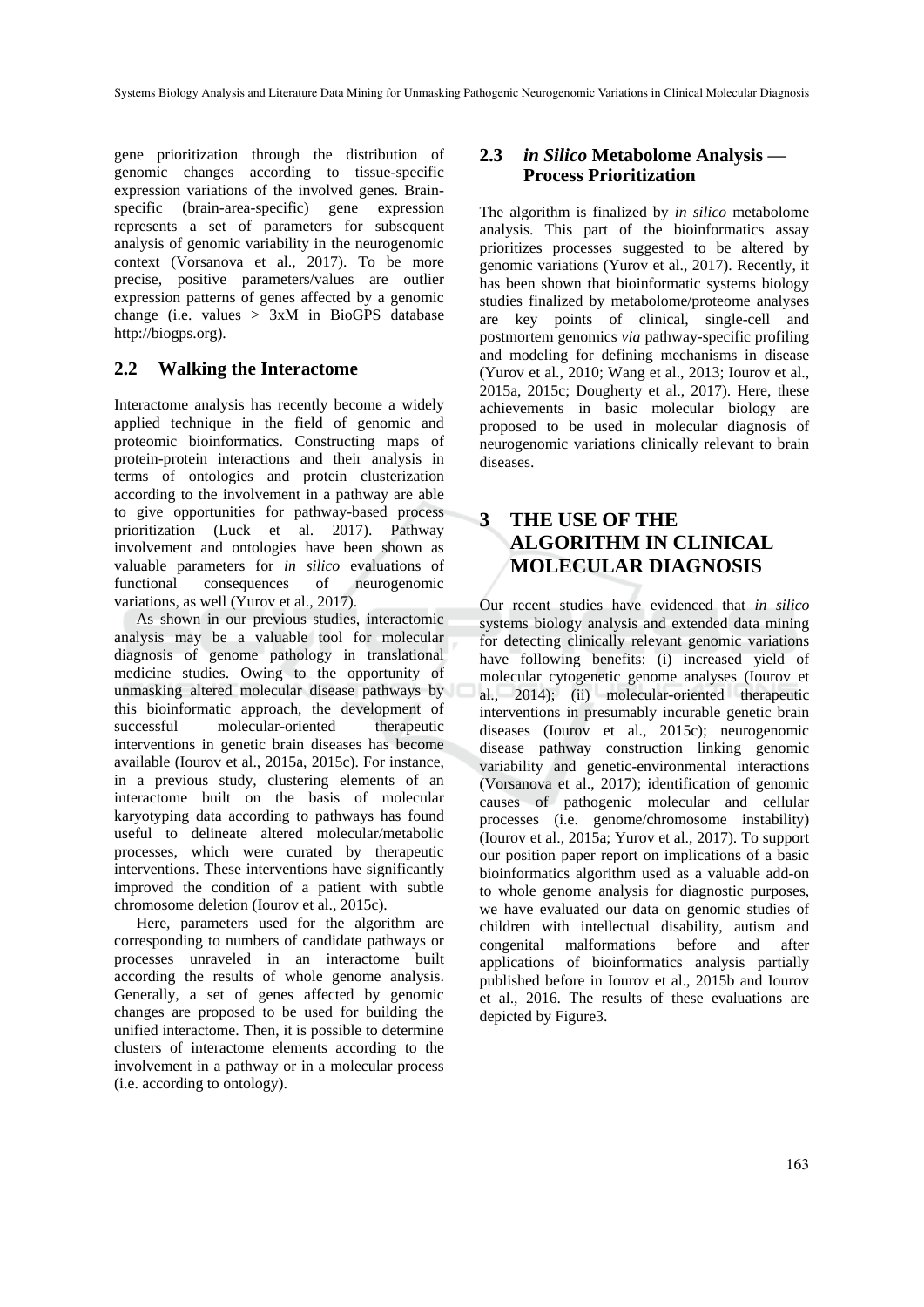gene prioritization through the distribution of genomic changes according to tissue-specific expression variations of the involved genes. Brain-specific (brain-area-specific) gene expression represents a set of parameters for subsequent analysis of genomic variability in the neurogenomic context (Vorsanova et al., 2017). To be more precise, positive parameters/values are outlier expression patterns of genes affected by a genomic change (i.e. values > 3xM in BioGPS database http://biogps.org).

### 2.2 Walking the Interactome

Interactome analysis has recently become a widely applied technique in the field of genomic and proteomic bioinformatics. Constructing maps of protein-protein interactions and their analysis in terms of ontologies and protein clusterization according to the involvement in a pathway are able to give opportunities for pathway-based process prioritization (Luck et al. 2017). Pathway involvement and ontologies have been shown as valuable parameters for *in silico* evaluations of functional consequences of neurogenomic variations, as well (Yurov et al., 2017).

As shown in our previous studies, interactomic analysis may be a valuable tool for molecular diagnosis of genome pathology in translational medicine studies. Owing to the opportunity of unmasking altered molecular disease pathways by this bioinformatic approach, the development of successful molecular-oriented therapeutic interventions in genetic brain diseases has become available (Iourov et al., 2015a, 2015c). For instance, in a previous study, clustering elements of an interactome built on the basis of molecular karyotyping data according to pathways has found useful to delineate altered molecular/metabolic processes, which were curated by therapeutic interventions. These interventions have significantly improved the condition of a patient with subtle chromosome deletion (Iourov et al., 2015c).

Here, parameters used for the algorithm are corresponding to numbers of candidate pathways or processes unraveled in an interactome built according the results of whole genome analysis. Generally, a set of genes affected by genomic changes are proposed to be used for building the unified interactome. Then, it is possible to determine clusters of interactome elements according to the involvement in a pathway or in a molecular process (i.e. according to ontology).

### 2.3 *in Silico* Metabolome Analysis — Process Prioritization

The algorithm is finalized by *in silico* metabolome analysis. This part of the bioinformatics assay prioritizes processes suggested to be altered by genomic variations (Yurov et al., 2017). Recently, it has been shown that bioinformatic systems biology studies finalized by metabolome/proteome analyses are key points of clinical, single-cell and postmortem genomics *via* pathway-specific profiling and modeling for defining mechanisms in disease (Yurov et al., 2010; Wang et al., 2013; Iourov et al., 2015a, 2015c; Dougherty et al., 2017). Here, these achievements in basic molecular biology are proposed to be used in molecular diagnosis of neurogenomic variations clinically relevant to brain diseases.

## 3 THE USE OF THE ALGORITHM IN CLINICAL MOLECULAR DIAGNOSIS

Our recent studies have evidenced that *in silico* systems biology analysis and extended data mining for detecting clinically relevant genomic variations have following benefits: (i) increased yield of molecular cytogenetic genome analyses (Iourov et al., 2014); (ii) molecular-oriented therapeutic interventions in presumably incurable genetic brain diseases (Iourov et al., 2015c); neurogenomic disease pathway construction linking genomic variability and genetic-environmental interactions (Vorsanova et al., 2017); identification of genomic causes of pathogenic molecular and cellular processes (i.e. genome/chromosome instability) (Iourov et al., 2015a; Yurov et al., 2017). To support our position paper report on implications of a basic bioinformatics algorithm used as a valuable add-on to whole genome analysis for diagnostic purposes, we have evaluated our data on genomic studies of children with intellectual disability, autism and congenital malformations before and after applications of bioinformatics analysis partially published before in Iourov et al., 2015b and Iourov et al., 2016. The results of these evaluations are depicted by Figure3.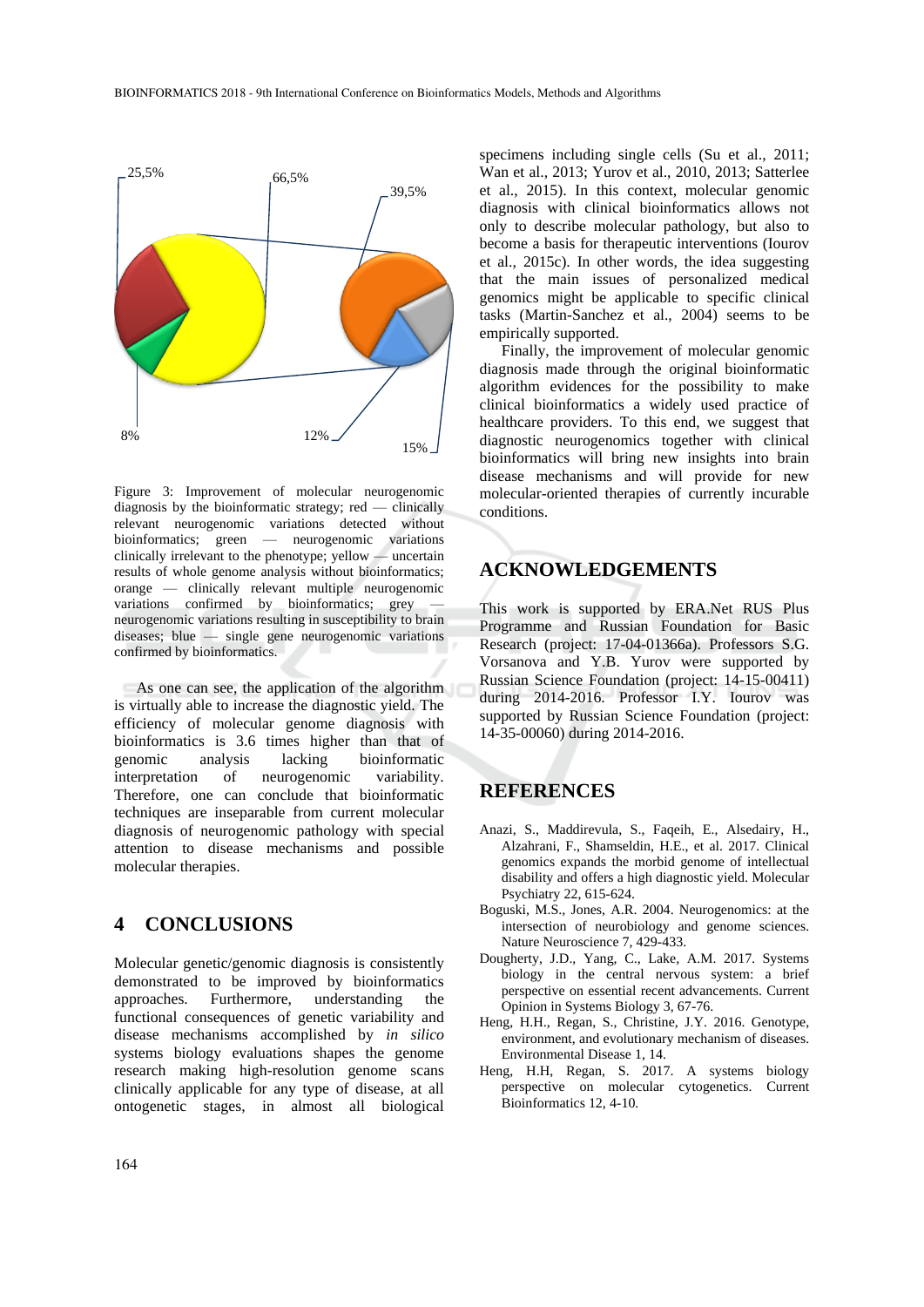Figure 3: Improvement of molecular neurogenomic diagnosis by the bioinformatic strategy; red — clinically relevant neurogenomic variations detected without bioinformatics; green — neurogenomic variations clinically irrelevant to the phenotype; yellow — uncertain results of whole genome analysis without bioinformatics; orange — clinically relevant multiple neurogenomic variations confirmed by bioinformatics; grey — neurogenomic variations resulting in susceptibility to brain diseases; blue — single gene neurogenomic variations confirmed by bioinformatics.

As one can see, the application of the algorithm is virtually able to increase the diagnostic yield. The efficiency of molecular genome diagnosis with bioinformatics is 3.6 times higher than that of genomic analysis lacking bioinformatic interpretation of neurogenomic variability. Therefore, one can conclude that bioinformatic techniques are inseparable from current molecular diagnosis of neurogenomic pathology with special attention to disease mechanisms and possible molecular therapies.

## 4 CONCLUSIONS

Molecular genetic/genomic diagnosis is consistently demonstrated to be improved by bioinformatic approaches. Furthermore, understanding the functional consequences of genetic variability and disease mechanisms accomplished by *in silico* systems biology evaluations shapes the genome research making high-resolution genome scans clinically applicable for any type of disease, at all ontogenetic stages, in almost all biological specimens including single cells (Su et al., 2011; Wan et al., 2013; Yurov et al., 2010, 2013; Satterlee et al., 2015). In this context, molecular genomic diagnosis with clinical bioinformatics allows not only to describe molecular pathology, but also to become a basis for therapeutic interventions (Iourov et al., 2015c). In other words, the idea suggesting that the main issues of personalized medical genomics might be applicable to specific clinical tasks (Martin-Sanchez et al., 2004) seems to be empirically supported.

Finally, the improvement of molecular genomic diagnosis made through the original bioinformatic algorithm evidences for the possibility to make clinical bioinformatics a widely used practice of healthcare providers. To this end, we suggest that diagnostic neurogenomics together with clinical bioinformatics will bring new insights into brain disease mechanisms and will provide for new molecular-oriented therapies of currently incurable conditions.

## ACKNOWLEDGEMENTS

This work is supported by ERA.Net RUS Plus Programme and Russian Foundation for Basic Research (project: 17-04-01366a). Professors S.G. Vorsanova and Y.B. Yurov were supported by Russian Science Foundation (project: 14-15-00411) during 2014-2016. Professor I.Y. Iourov was supported by Russian Science Foundation (project: 14-35-00060) during 2014-2016.

## REFERENCES

Anazi, S., Maddirevula, S., Faqeih, E., Alsedairy, H., Alzahrani, F., Shamseldin, H.E., et al. 2017. Clinical genomics expands the morbid genome of intellectual disability and offers a high diagnostic yield. Molecular Psychiatry 22, 615-624.

Boguski, M.S., Jones, A.R. 2004. Neurogenomics: at the intersection of neurobiology and genome sciences. Nature Neuroscience 7, 429-433.

Dougherty, J.D., Yang, C., Lake, A.M. 2017. Systems biology in the central nervous system: a brief perspective on essential recent advancements. Current Opinion in Systems Biology 3, 67-76.

Heng, H.H., Regan, S., Christine, J.Y. 2016. Genotype, environment, and evolutionary mechanism of diseases. Environmental Disease 1, 14.

Heng, H.H, Regan, S. 2017. A systems biology perspective on molecular cytogenetics. Current Bioinformatics 12, 4-10.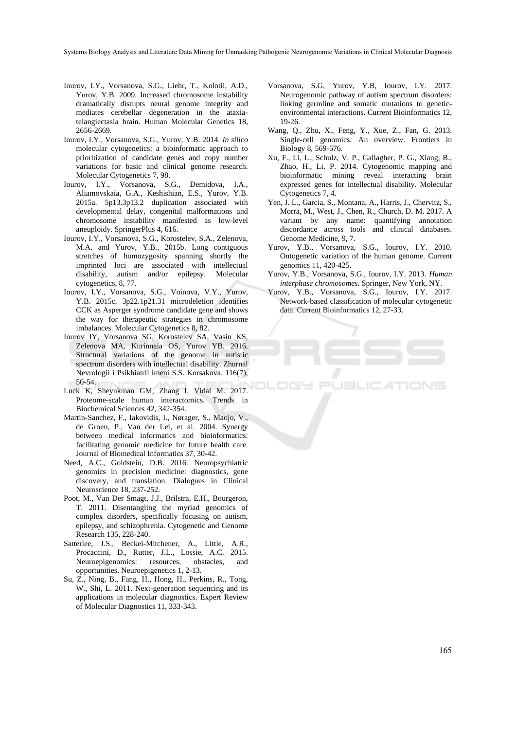Iourov, I.Y., Vorsanova, S.G., Liehr, T., Kolotii, A.D., Yurov, Y.B. 2009. Increased chromosome instability dramatically disrupts neural genome integrity and mediates cerebellar degeneration in the ataxia-telangiectasia brain. Human Molecular Genetics 18, 2656-2669.

Iourov, I.Y., Vorsanova, S.G., Yurov, Y.B. 2014. *In silico* molecular cytogenetics: a bioinformatic approach to prioritization of candidate genes and copy number variations for basic and clinical genome research. Molecular Cytogenetics 7, 98.

Iourov, I.Y., Vorsanova, S.G., Demidova, I.A., Aliamovskaia, G.A., Keshishian, E.S., Yurov, Y.B. 2015a. 5p13.3p13.2 duplication associated with developmental delay, congenital malformations and chromosome instability manifested as low-level aneuploidy. SpringerPlus 4, 616.

Iourov, I.Y., Vorsanova, S.G., Korostelev, S.A., Zelenova, M.A. and Yurov, Y.B., 2015b. Long contiguous stretches of homozygosity spanning shortly the imprinted loci are associated with intellectual disability, autism and/or epilepsy. Molecular cytogenetics, 8, 77.

Iourov, I.Y., Vorsanova, S.G., Voinova, V.Y., Yurov, Y.B. 2015c. 3p22.1p21.31 microdeletion identifies CCK as Asperger syndrome candidate gene and shows the way for therapeutic strategies in chromosome imbalances. Molecular Cytogenetics 8, 82.

Iourov IY, Vorsanova SG, Korostelev SA, Vasin KS, Zelenova MA, Kurinnaia OS, Yurov YB. 2016. Structural variations of the genome in autistic spectrum disorders with intellectual disability. Zhurnal Nevrologii i Psikhiatrii imeni S.S. Korsakova. 116(7), 50-54.

Luck K, Sheynkman GM, Zhang I, Vidal M. 2017. Proteome-scale human interactomics. Trends in Biochemical Sciences 42, 342-354.

Martin-Sanchez, F., Iakovidis, I., Nørager, S., Maojo, V., de Groen, P., Van der Lei, et al. 2004. Synergy between medical informatics and bioinformatics: facilitating genomic medicine for future health care. Journal of Biomedical Informatics 37, 30-42.

Need, A.C., Goldstein, D.B. 2016. Neuropsychiatric genomics in precision medicine: diagnostics, gene discovery, and translation. Dialogues in Clinical Neuroscience 18, 237-252.

Poot, M., Van Der Smagt, J.J., Brilstra, E.H., Bourgeron, T. 2011. Disentangling the myriad genomics of complex disorders, specifically focusing on autism, epilepsy, and schizophrenia. Cytogenetic and Genome Research 135, 228-240.

Satterlee, J.S., Beckel-Mitchener, A., Little, A.R., Procaccini, D., Rutter, J.L., Lossie, A.C. 2015. Neuroepigenomics: resources, obstacles, and opportunities. Neuroepigenetics 1, 2-13.

Su, Z., Ning, B., Fang, H., Hong, H., Perkins, R., Tong, W., Shi, L. 2011. Next-generation sequencing and its applications in molecular diagnostics. Expert Review of Molecular Diagnostics 11, 333-343.

Vorsanova, S.G, Yurov, Y.B, Iourov, I.Y. 2017. Neurogenomic pathway of autism spectrum disorders: linking germline and somatic mutations to genetic-environmental interactions. Current Bioinformatics 12, 19-26.

Wang, Q., Zhu, X., Feng, Y., Xue, Z., Fan, G. 2013. Single-cell genomics: An overview. Frontiers in Biology 8, 569-576.

Xu, F., Li, L., Schulz, V. P., Gallagher, P. G., Xiang, B., Zhao, H., Li, P. 2014. Cytogenomic mapping and bioinformatic mining reveal interacting brain expressed genes for intellectual disability. Molecular Cytogenetics 7, 4.

Yen, J. L., Garcia, S., Montana, A., Harris, J., Chervitz, S., Morra, M., West, J., Chen, R., Church, D. M. 2017. A variant by any name: quantifying annotation discordance across tools and clinical databases. Genome Medicine, 9, 7.

Yurov, Y.B., Vorsanova, S.G., Iourov, I.Y. 2010. Ontogenetic variation of the human genome. Current genomics 11, 420-425.

Yurov, Y.B., Vorsanova, S.G., Iourov, I.Y. 2013. *Human interphase chromosomes*. Springer, New York, NY.

Yurov, Y.B., Vorsanova, S.G., Iourov, I.Y. 2017. Network-based classification of molecular cytogenetic data. Current Bioinformatics 12, 27-33.